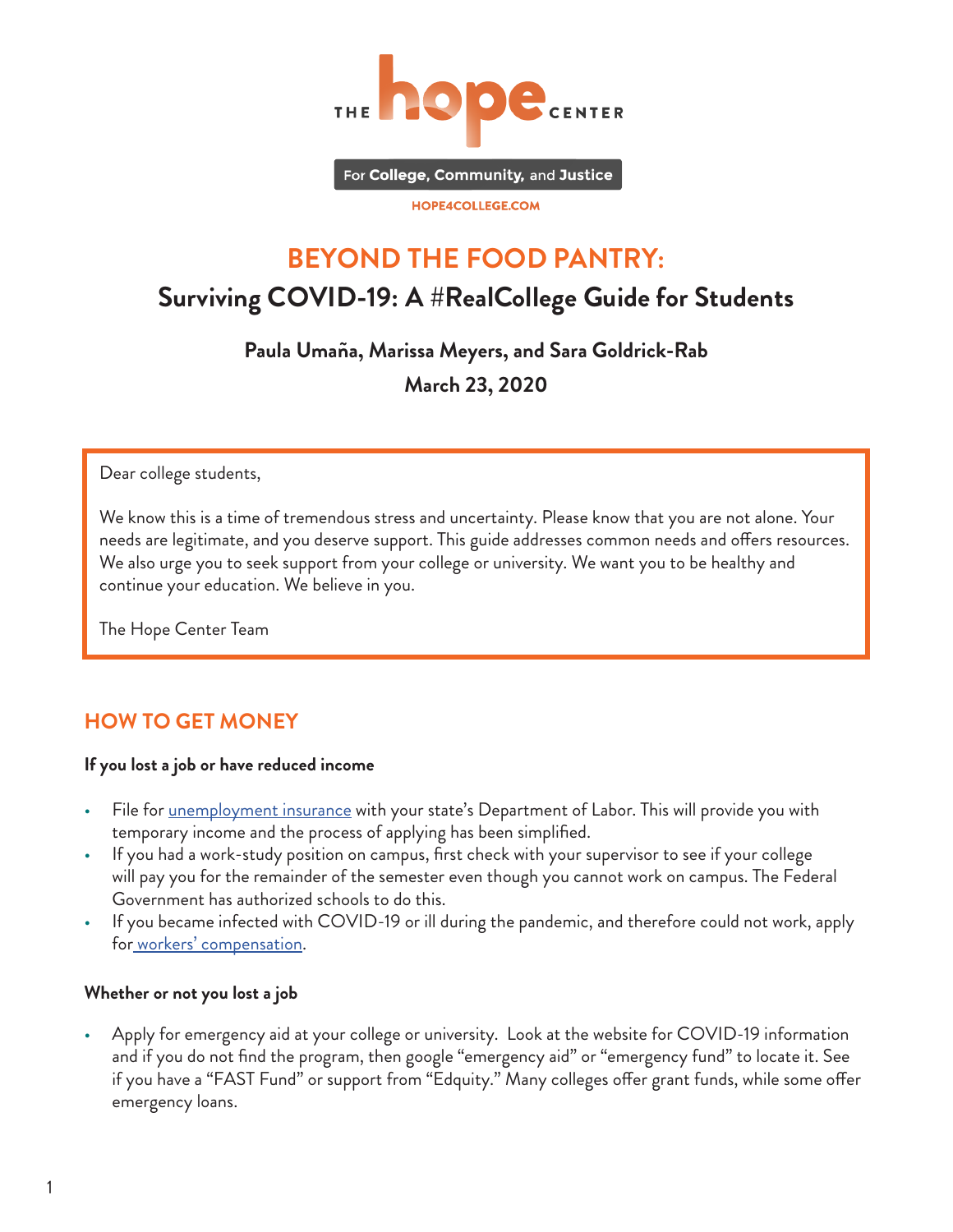THE hope CENTER

For College, Community, and Justice

HOPE4COLLEGE.COM

# BEYOND THE FOOD PANTRY:

## Surviving COVID-19: A #RealCollege Guide for Students

**Paula Umaña, Marissa Meyers, and Sara Goldrick-Rab**

**March 23, 2020**

> Dear college students,
>
> We know this is a time of tremendous stress and uncertainty. Please know that you are not alone. Your needs are legitimate, and you deserve support. This guide addresses common needs and offers resources. We also urge you to seek support from your college or university. We want you to be healthy and continue your education. We believe in you.
>
> The Hope Center Team

## HOW TO GET MONEY

**If you lost a job or have reduced income**

- File for unemployment insurance with your state's Department of Labor. This will provide you with temporary income and the process of applying has been simplified.
- If you had a work-study position on campus, first check with your supervisor to see if your college will pay you for the remainder of the semester even though you cannot work on campus. The Federal Government has authorized schools to do this.
- If you became infected with COVID-19 or ill during the pandemic, and therefore could not work, apply for workers' compensation.

**Whether or not you lost a job**

- Apply for emergency aid at your college or university. Look at the website for COVID-19 information and if you do not find the program, then google "emergency aid" or "emergency fund" to locate it. See if you have a "FAST Fund" or support from "Edquity." Many colleges offer grant funds, while some offer emergency loans.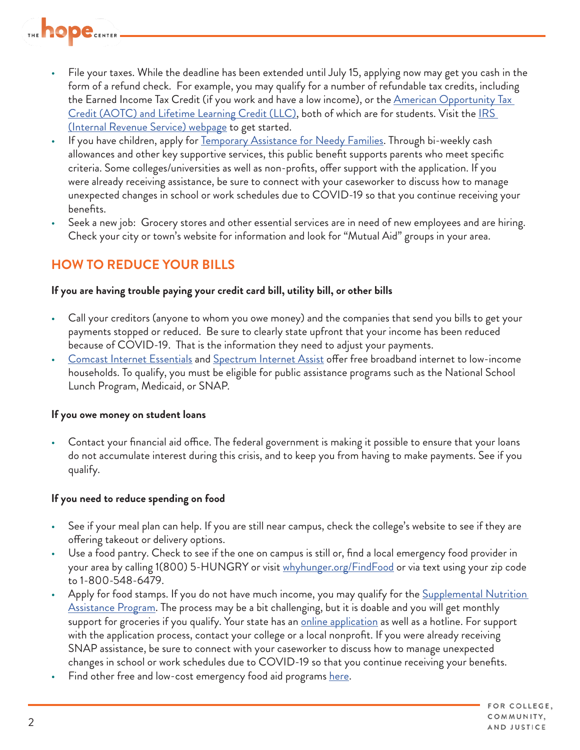- File your taxes. While the deadline has been extended until July 15, applying now may get you cash in the form of a refund check. For example, you may qualify for a number of refundable tax credits, including the Earned Income Tax Credit (if you work and have a low income), or the American Opportunity Tax Credit (AOTC) and Lifetime Learning Credit (LLC), both of which are for students. Visit the IRS (Internal Revenue Service) webpage to get started.
- If you have children, apply for Temporary Assistance for Needy Families. Through bi-weekly cash allowances and other key supportive services, this public benefit supports parents who meet specific criteria. Some colleges/universities as well as non-profits, offer support with the application. If you were already receiving assistance, be sure to connect with your caseworker to discuss how to manage unexpected changes in school or work schedules due to COVID-19 so that you continue receiving your benefits.
- Seek a new job: Grocery stores and other essential services are in need of new employees and are hiring. Check your city or town's website for information and look for "Mutual Aid" groups in your area.

## HOW TO REDUCE YOUR BILLS

**If you are having trouble paying your credit card bill, utility bill, or other bills**

- Call your creditors (anyone to whom you owe money) and the companies that send you bills to get your payments stopped or reduced. Be sure to clearly state upfront that your income has been reduced because of COVID-19. That is the information they need to adjust your payments.
- Comcast Internet Essentials and Spectrum Internet Assist offer free broadband internet to low-income households. To qualify, you must be eligible for public assistance programs such as the National School Lunch Program, Medicaid, or SNAP.

**If you owe money on student loans**

- Contact your financial aid office. The federal government is making it possible to ensure that your loans do not accumulate interest during this crisis, and to keep you from having to make payments. See if you qualify.

**If you need to reduce spending on food**

- See if your meal plan can help. If you are still near campus, check the college's website to see if they are offering takeout or delivery options.
- Use a food pantry. Check to see if the one on campus is still or, find a local emergency food provider in your area by calling 1(800) 5-HUNGRY or visit whyhunger.org/FindFood or via text using your zip code to 1-800-548-6479.
- Apply for food stamps. If you do not have much income, you may qualify for the Supplemental Nutrition Assistance Program. The process may be a bit challenging, but it is doable and you will get monthly support for groceries if you qualify. Your state has an online application as well as a hotline. For support with the application process, contact your college or a local nonprofit. If you were already receiving SNAP assistance, be sure to connect with your caseworker to discuss how to manage unexpected changes in school or work schedules due to COVID-19 so that you continue receiving your benefits.
- Find other free and low-cost emergency food aid programs here.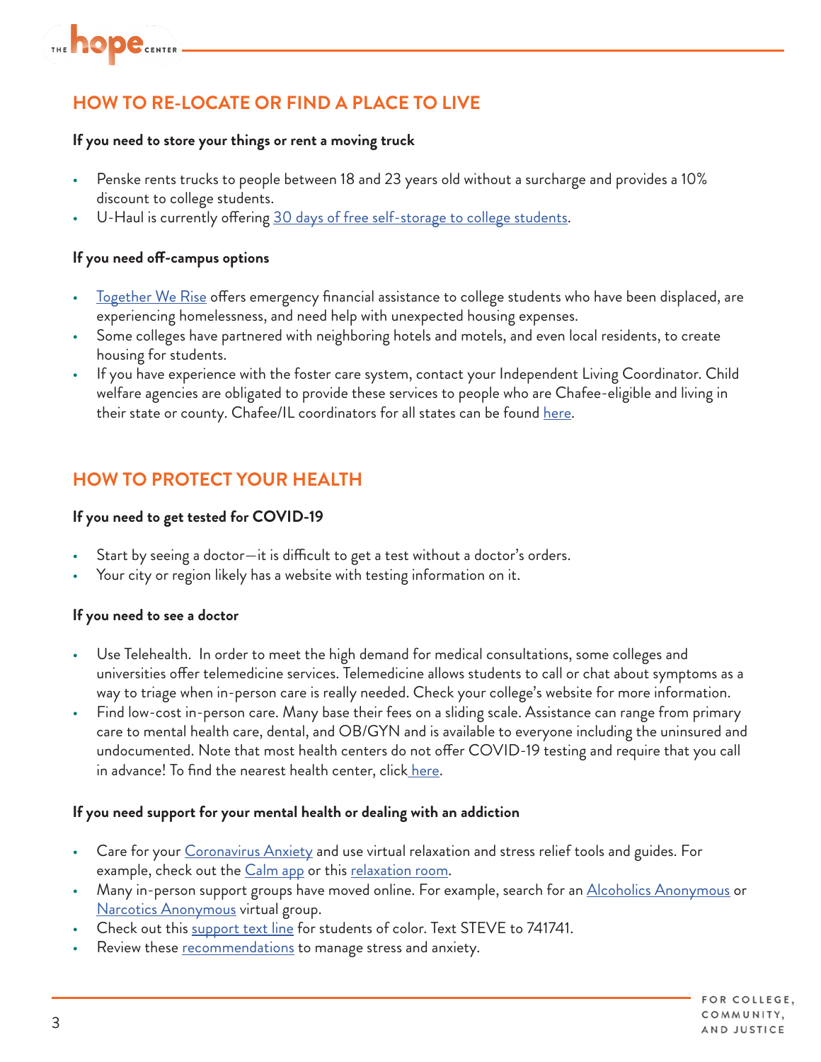## HOW TO RE-LOCATE OR FIND A PLACE TO LIVE

**If you need to store your things or rent a moving truck**

- Penske rents trucks to people between 18 and 23 years old without a surcharge and provides a 10% discount to college students.
- U-Haul is currently offering 30 days of free self-storage to college students.

**If you need off-campus options**

- Together We Rise offers emergency financial assistance to college students who have been displaced, are experiencing homelessness, and need help with unexpected housing expenses.
- Some colleges have partnered with neighboring hotels and motels, and even local residents, to create housing for students.
- If you have experience with the foster care system, contact your Independent Living Coordinator. Child welfare agencies are obligated to provide these services to people who are Chafee-eligible and living in their state or county. Chafee/IL coordinators for all states can be found here.

## HOW TO PROTECT YOUR HEALTH

**If you need to get tested for COVID-19**

- Start by seeing a doctor—it is difficult to get a test without a doctor's orders.
- Your city or region likely has a website with testing information on it.

**If you need to see a doctor**

- Use Telehealth. In order to meet the high demand for medical consultations, some colleges and universities offer telemedicine services. Telemedicine allows students to call or chat about symptoms as a way to triage when in-person care is really needed. Check your college's website for more information.
- Find low-cost in-person care. Many base their fees on a sliding scale. Assistance can range from primary care to mental health care, dental, and OB/GYN and is available to everyone including the uninsured and undocumented. Note that most health centers do not offer COVID-19 testing and require that you call in advance! To find the nearest health center, click here.

**If you need support for your mental health or dealing with an addiction**

- Care for your Coronavirus Anxiety and use virtual relaxation and stress relief tools and guides. For example, check out the Calm app or this relaxation room.
- Many in-person support groups have moved online. For example, search for an Alcoholics Anonymous or Narcotics Anonymous virtual group.
- Check out this support text line for students of color. Text STEVE to 741741.
- Review these recommendations to manage stress and anxiety.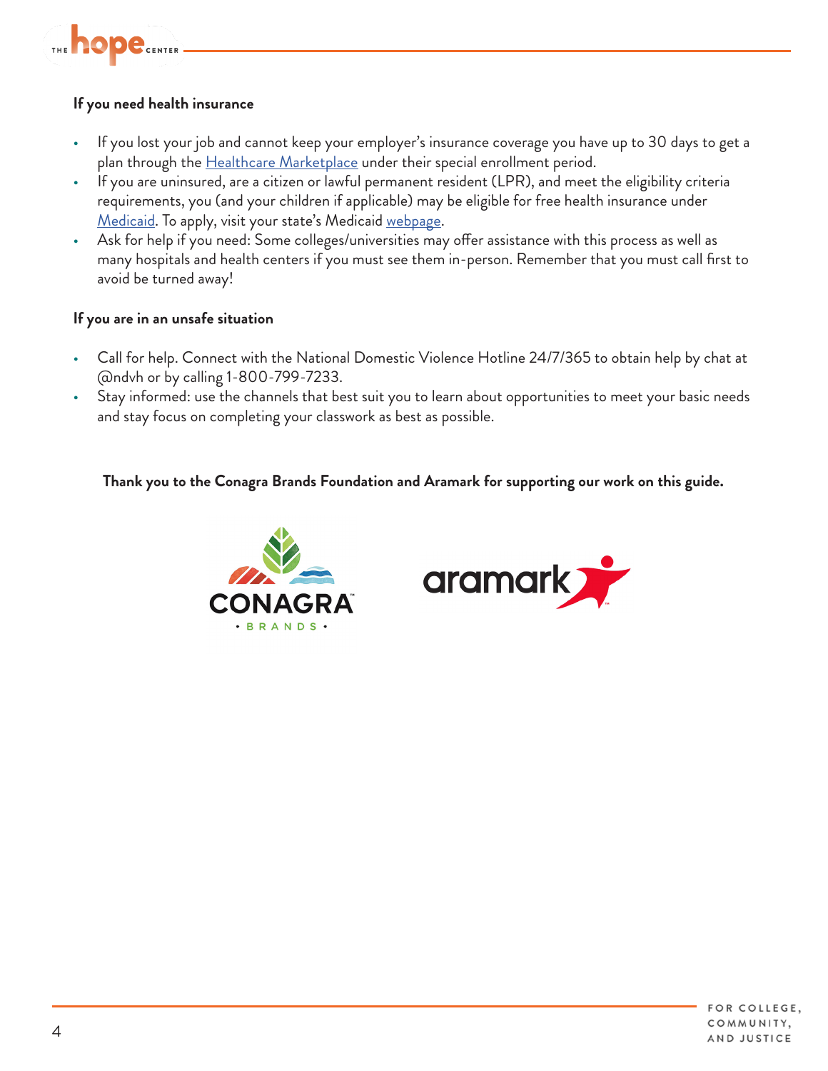**If you need health insurance**

- If you lost your job and cannot keep your employer's insurance coverage you have up to 30 days to get a plan through the Healthcare Marketplace under their special enrollment period.
- If you are uninsured, are a citizen or lawful permanent resident (LPR), and meet the eligibility criteria requirements, you (and your children if applicable) may be eligible for free health insurance under Medicaid. To apply, visit your state's Medicaid webpage.
- Ask for help if you need: Some colleges/universities may offer assistance with this process as well as many hospitals and health centers if you must see them in-person. Remember that you must call first to avoid be turned away!

**If you are in an unsafe situation**

- Call for help. Connect with the National Domestic Violence Hotline 24/7/365 to obtain help by chat at @ndvh or by calling 1-800-799-7233.
- Stay informed: use the channels that best suit you to learn about opportunities to meet your basic needs and stay focus on completing your classwork as best as possible.

**Thank you to the Conagra Brands Foundation and Aramark for supporting our work on this guide.**